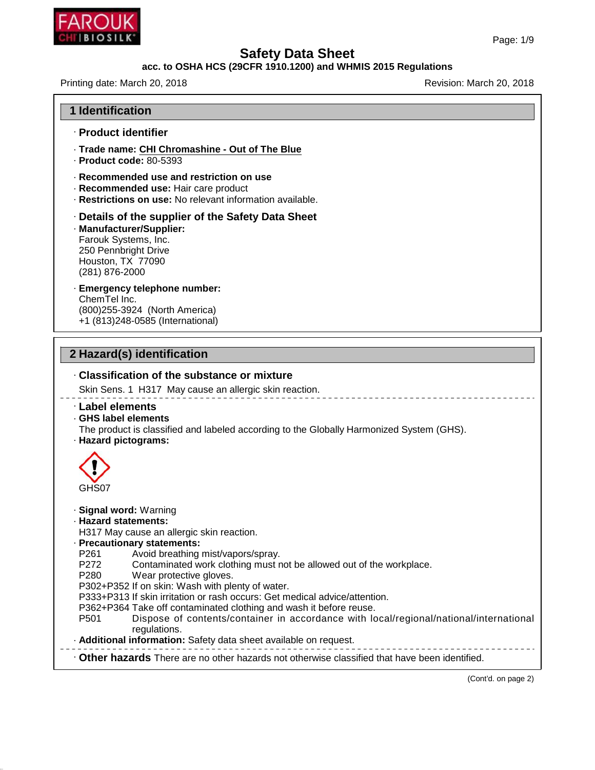# Safety Data Sheet

**acc. to OSHA HCS (29CFR 1910.1200) and WHMIS 2015 Regulations**

Printing date: March 20, 2018 — Revision: March 20, 2018

## 1 Identification

### · Product identifier

- · **Trade name: CHI Chromashine - Out of The Blue**
- · **Product code:** 80-5393

### · Recommended use and restriction on use

- · **Recommended use:** Hair care product
- · **Restrictions on use:** No relevant information available.

### · Details of the supplier of the Safety Data Sheet

· **Manufacturer/Supplier:**
Farouk Systems, Inc.
250 Pennbright Drive
Houston, TX 77090
(281) 876-2000

· **Emergency telephone number:**
ChemTel Inc.
(800)255-3924 (North America)
+1 (813)248-0585 (International)

## 2 Hazard(s) identification

### · Classification of the substance or mixture

Skin Sens. 1 H317 May cause an allergic skin reaction.

### · Label elements

· **GHS label elements**
The product is classified and labeled according to the Globally Harmonized System (GHS).

· **Hazard pictograms:**

GHS07

· **Signal word:** Warning

· **Hazard statements:**
H317 May cause an allergic skin reaction.

· **Precautionary statements:**

P261 Avoid breathing mist/vapors/spray.
P272 Contaminated work clothing must not be allowed out of the workplace.
P280 Wear protective gloves.
P302+P352 If on skin: Wash with plenty of water.
P333+P313 If skin irritation or rash occurs: Get medical advice/attention.
P362+P364 Take off contaminated clothing and wash it before reuse.
P501 Dispose of contents/container in accordance with local/regional/national/international regulations.

· **Additional information:** Safety data sheet available on request.

· **Other hazards** There are no other hazards not otherwise classified that have been identified.

(Cont'd. on page 2)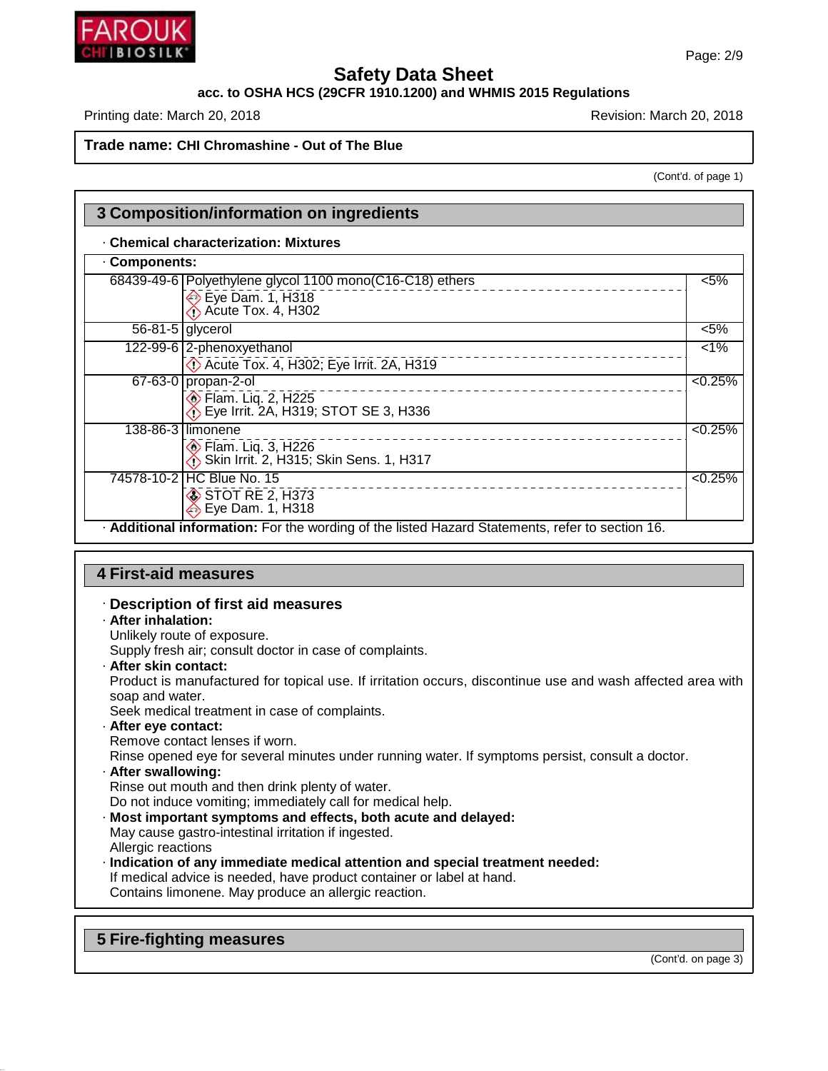# Safety Data Sheet

**acc. to OSHA HCS (29CFR 1910.1200) and WHMIS 2015 Regulations**

Printing date: March 20, 2018 Revision: March 20, 2018

**Trade name: CHI Chromashine - Out of The Blue**

(Cont'd. of page 1)

## 3 Composition/information on ingredients

· **Chemical characterization: Mixtures**

· **Components:**

| CAS | Component | Concentration |
|---|---|---|
| 68439-49-6 | Polyethylene glycol 1100 mono(C16-C18) ethers<br>Eye Dam. 1, H318<br>Acute Tox. 4, H302 | <5% |
| 56-81-5 | glycerol | <5% |
| 122-99-6 | 2-phenoxyethanol<br>Acute Tox. 4, H302; Eye Irrit. 2A, H319 | <1% |
| 67-63-0 | propan-2-ol<br>Flam. Liq. 2, H225<br>Eye Irrit. 2A, H319; STOT SE 3, H336 | <0.25% |
| 138-86-3 | limonene<br>Flam. Liq. 3, H226<br>Skin Irrit. 2, H315; Skin Sens. 1, H317 | <0.25% |
| 74578-10-2 | HC Blue No. 15<br>STOT RE 2, H373<br>Eye Dam. 1, H318 | <0.25% |

· **Additional information:** For the wording of the listed Hazard Statements, refer to section 16.

## 4 First-aid measures

· **Description of first aid measures**

· **After inhalation:**
Unlikely route of exposure.
Supply fresh air; consult doctor in case of complaints.

· **After skin contact:**
Product is manufactured for topical use. If irritation occurs, discontinue use and wash affected area with soap and water.
Seek medical treatment in case of complaints.

· **After eye contact:**
Remove contact lenses if worn.
Rinse opened eye for several minutes under running water. If symptoms persist, consult a doctor.

· **After swallowing:**
Rinse out mouth and then drink plenty of water.
Do not induce vomiting; immediately call for medical help.

· **Most important symptoms and effects, both acute and delayed:**
May cause gastro-intestinal irritation if ingested.
Allergic reactions

· **Indication of any immediate medical attention and special treatment needed:**
If medical advice is needed, have product container or label at hand.
Contains limonene. May produce an allergic reaction.

## 5 Fire-fighting measures

(Cont'd. on page 3)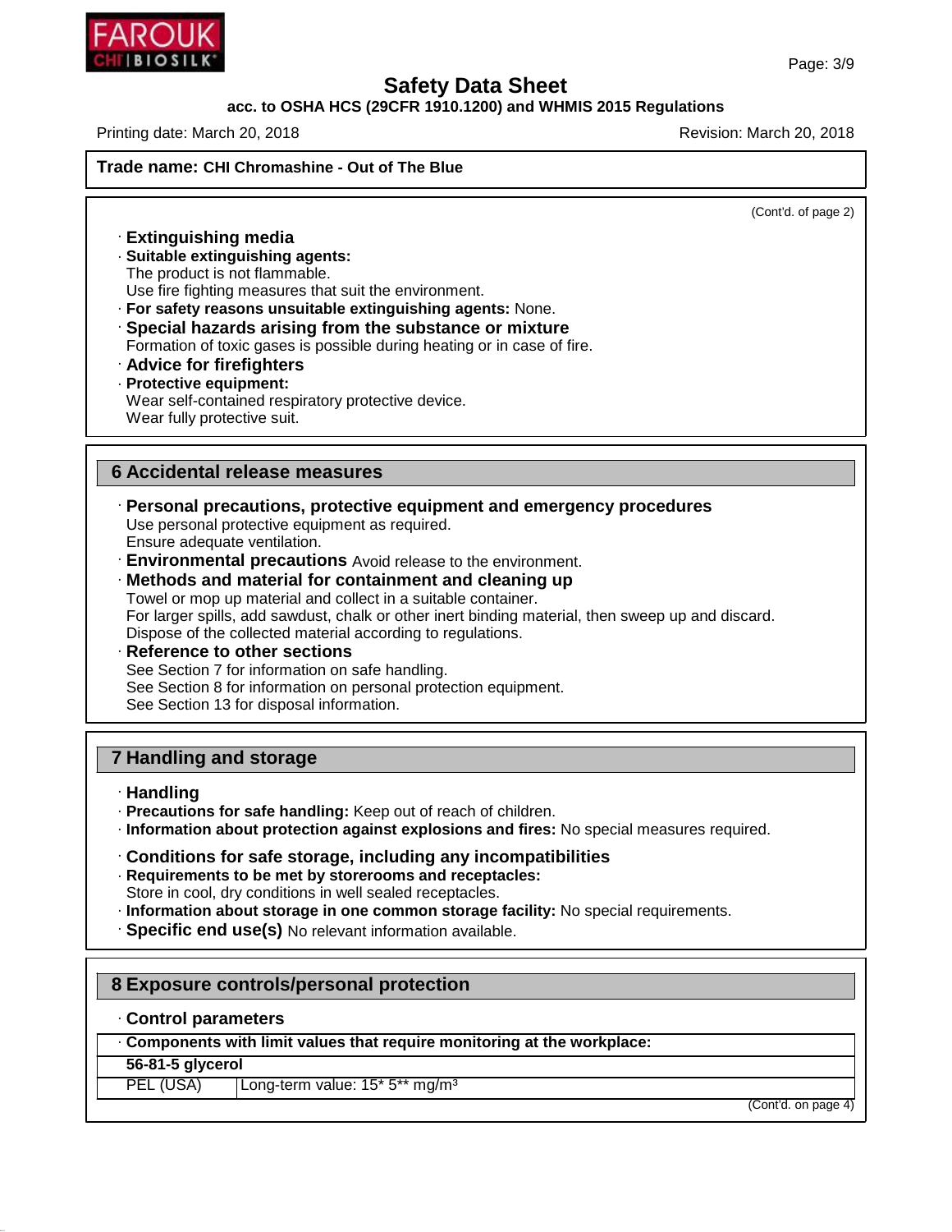**Trade name: CHI Chromashine - Out of The Blue**

(Cont'd. of page 2)

· **Extinguishing media**
· **Suitable extinguishing agents:**
The product is not flammable.
Use fire fighting measures that suit the environment.
· **For safety reasons unsuitable extinguishing agents:** None.
· **Special hazards arising from the substance or mixture**
Formation of toxic gases is possible during heating or in case of fire.
· **Advice for firefighters**
· **Protective equipment:**
Wear self-contained respiratory protective device.
Wear fully protective suit.

## 6 Accidental release measures

· **Personal precautions, protective equipment and emergency procedures**
Use personal protective equipment as required.
Ensure adequate ventilation.
· **Environmental precautions** Avoid release to the environment.
· **Methods and material for containment and cleaning up**
Towel or mop up material and collect in a suitable container.
For larger spills, add sawdust, chalk or other inert binding material, then sweep up and discard.
Dispose of the collected material according to regulations.
· **Reference to other sections**
See Section 7 for information on safe handling.
See Section 8 for information on personal protection equipment.
See Section 13 for disposal information.

## 7 Handling and storage

· **Handling**
· **Precautions for safe handling:** Keep out of reach of children.
· **Information about protection against explosions and fires:** No special measures required.

· **Conditions for safe storage, including any incompatibilities**
· **Requirements to be met by storerooms and receptacles:**
Store in cool, dry conditions in well sealed receptacles.
· **Information about storage in one common storage facility:** No special requirements.
· **Specific end use(s)** No relevant information available.

## 8 Exposure controls/personal protection

· **Control parameters**

| · **Components with limit values that require monitoring at the workplace:** | |
|---|---|
| **56-81-5 glycerol** | |
| PEL (USA) | Long-term value: 15* 5** mg/m³ |

(Cont'd. on page 4)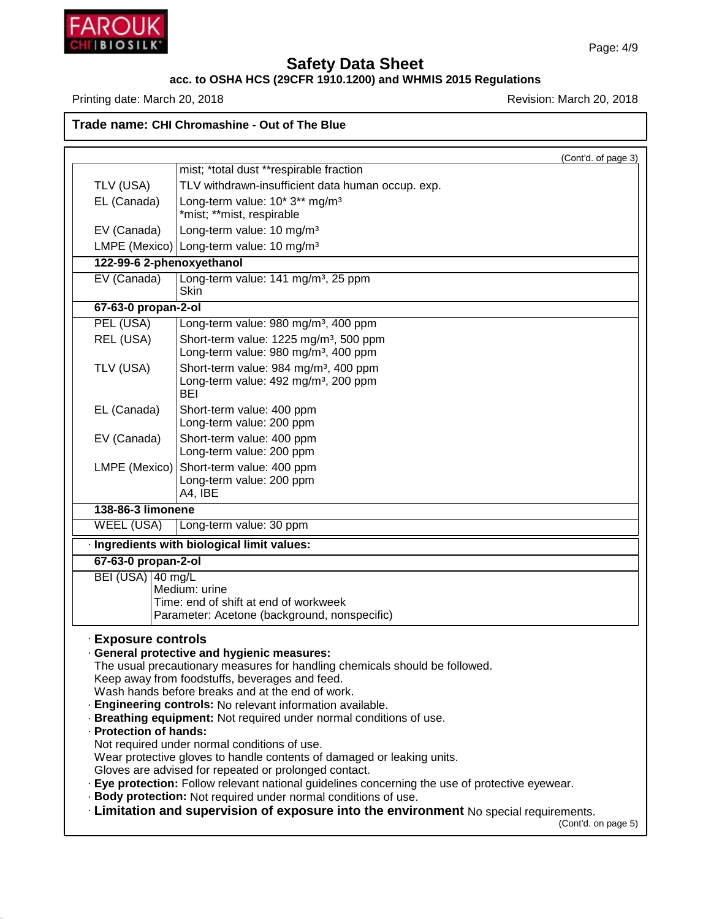# Safety Data Sheet

**acc. to OSHA HCS (29CFR 1910.1200) and WHMIS 2015 Regulations**

Printing date: March 20, 2018 Revision: March 20, 2018

**Trade name: CHI Chromashine - Out of The Blue**

(Cont'd. of page 3)

| | |
|---|---|
| | mist; *total dust **respirable fraction |
| TLV (USA) | TLV withdrawn-insufficient data human occup. exp. |
| EL (Canada) | Long-term value: 10* 3** mg/m³<br>*mist; **mist, respirable |
| EV (Canada) | Long-term value: 10 mg/m³ |
| LMPE (Mexico) | Long-term value: 10 mg/m³ |
| **122-99-6 2-phenoxyethanol** | |
| EV (Canada) | Long-term value: 141 mg/m³, 25 ppm<br>Skin |
| **67-63-0 propan-2-ol** | |
| PEL (USA) | Long-term value: 980 mg/m³, 400 ppm |
| REL (USA) | Short-term value: 1225 mg/m³, 500 ppm<br>Long-term value: 980 mg/m³, 400 ppm |
| TLV (USA) | Short-term value: 984 mg/m³, 400 ppm<br>Long-term value: 492 mg/m³, 200 ppm<br>BEI |
| EL (Canada) | Short-term value: 400 ppm<br>Long-term value: 200 ppm |
| EV (Canada) | Short-term value: 400 ppm<br>Long-term value: 200 ppm |
| LMPE (Mexico) | Short-term value: 400 ppm<br>Long-term value: 200 ppm<br>A4, IBE |
| **138-86-3 limonene** | |
| WEEL (USA) | Long-term value: 30 ppm |

· **Ingredients with biological limit values:**

| **67-63-0 propan-2-ol** | |
|---|---|
| BEI (USA) | 40 mg/L<br>Medium: urine<br>Time: end of shift at end of workweek<br>Parameter: Acetone (background, nonspecific) |

· **Exposure controls**

· **General protective and hygienic measures:**
The usual precautionary measures for handling chemicals should be followed.
Keep away from foodstuffs, beverages and feed.
Wash hands before breaks and at the end of work.

· **Engineering controls:** No relevant information available.

· **Breathing equipment:** Not required under normal conditions of use.

· **Protection of hands:**
Not required under normal conditions of use.
Wear protective gloves to handle contents of damaged or leaking units.
Gloves are advised for repeated or prolonged contact.

· **Eye protection:** Follow relevant national guidelines concerning the use of protective eyewear.

· **Body protection:** Not required under normal conditions of use.

· **Limitation and supervision of exposure into the environment** No special requirements.

(Cont'd. on page 5)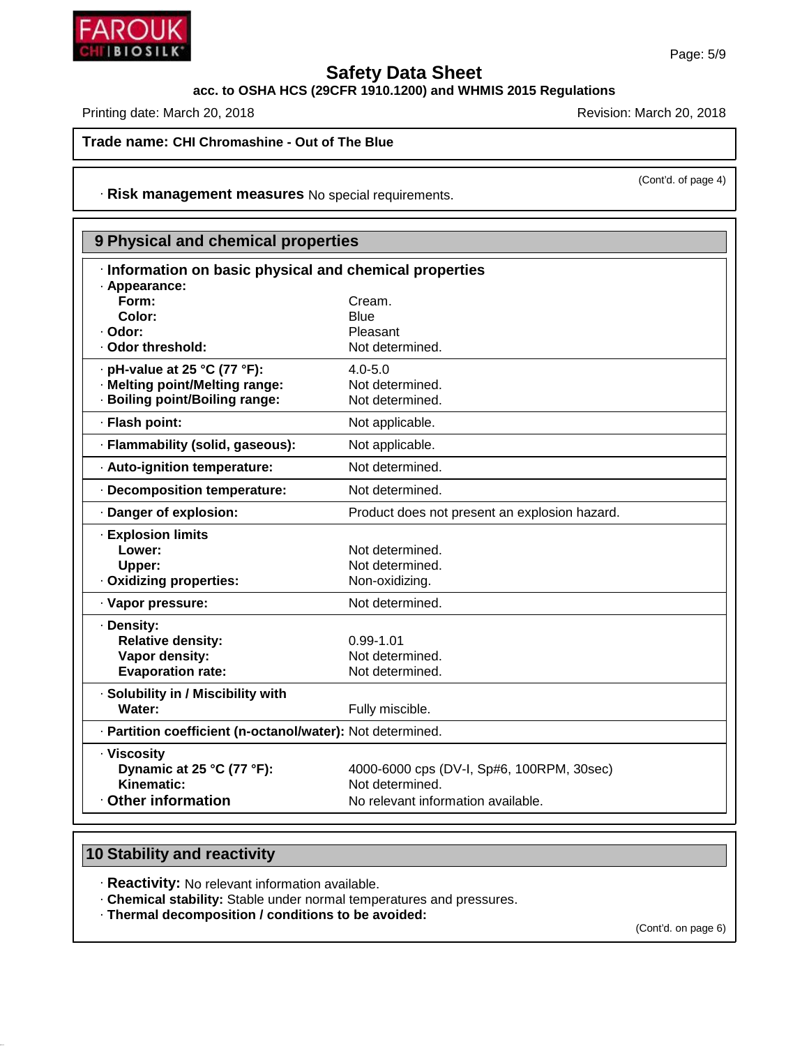**Trade name: CHI Chromashine - Out of The Blue**

(Cont'd. of page 4)

· **Risk management measures** No special requirements.

## 9 Physical and chemical properties

· **Information on basic physical and chemical properties**

| Property | Value |
|---|---|
| · **Appearance:** | |
| **Form:** | Cream. |
| **Color:** | Blue |
| · **Odor:** | Pleasant |
| · **Odor threshold:** | Not determined. |
| · **pH-value at 25 °C (77 °F):** | 4.0-5.0 |
| · **Melting point/Melting range:** | Not determined. |
| · **Boiling point/Boiling range:** | Not determined. |
| · **Flash point:** | Not applicable. |
| · **Flammability (solid, gaseous):** | Not applicable. |
| · **Auto-ignition temperature:** | Not determined. |
| · **Decomposition temperature:** | Not determined. |
| · **Danger of explosion:** | Product does not present an explosion hazard. |
| · **Explosion limits** | |
| **Lower:** | Not determined. |
| **Upper:** | Not determined. |
| · **Oxidizing properties:** | Non-oxidizing. |
| · **Vapor pressure:** | Not determined. |
| · **Density:** | |
| **Relative density:** | 0.99-1.01 |
| **Vapor density:** | Not determined. |
| **Evaporation rate:** | Not determined. |
| · **Solubility in / Miscibility with** | |
| **Water:** | Fully miscible. |
| · **Partition coefficient (n-octanol/water):** | Not determined. |
| · **Viscosity** | |
| **Dynamic at 25 °C (77 °F):** | 4000-6000 cps (DV-I, Sp#6, 100RPM, 30sec) |
| **Kinematic:** | Not determined. |
| · **Other information** | No relevant information available. |

## 10 Stability and reactivity

· **Reactivity:** No relevant information available.
· **Chemical stability:** Stable under normal temperatures and pressures.
· **Thermal decomposition / conditions to be avoided:**

(Cont'd. on page 6)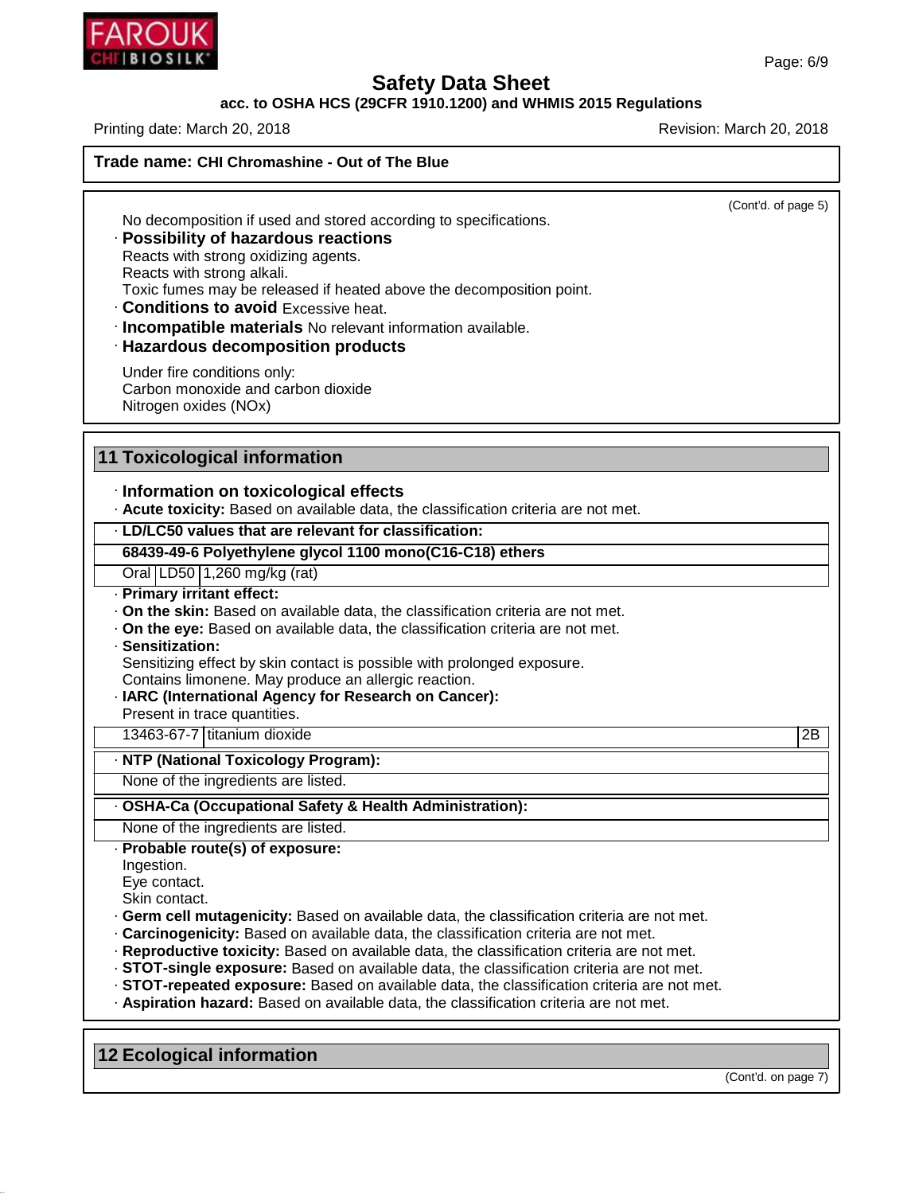**Trade name: CHI Chromashine - Out of The Blue**

(Cont'd. of page 5)

No decomposition if used and stored according to specifications.

· **Possibility of hazardous reactions**
Reacts with strong oxidizing agents.
Reacts with strong alkali.
Toxic fumes may be released if heated above the decomposition point.

· **Conditions to avoid** Excessive heat.

· **Incompatible materials** No relevant information available.

· **Hazardous decomposition products**

Under fire conditions only:
Carbon monoxide and carbon dioxide
Nitrogen oxides (NOx)

## 11 Toxicological information

· **Information on toxicological effects**

· **Acute toxicity:** Based on available data, the classification criteria are not met.

| · **LD/LC50 values that are relevant for classification:** | | |
|---|---|---|
| **68439-49-6 Polyethylene glycol 1100 mono(C16-C18) ethers** | | |
| Oral | LD50 | 1,260 mg/kg (rat) |

· **Primary irritant effect:**

· **On the skin:** Based on available data, the classification criteria are not met.

· **On the eye:** Based on available data, the classification criteria are not met.

· **Sensitization:**
Sensitizing effect by skin contact is possible with prolonged exposure.
Contains limonene. May produce an allergic reaction.

· **IARC (International Agency for Research on Cancer):**
Present in trace quantities.

| 13463-67-7 | titanium dioxide | 2B |
|---|---|---|

· **NTP (National Toxicology Program):**
None of the ingredients are listed.

· **OSHA-Ca (Occupational Safety & Health Administration):**
None of the ingredients are listed.

· **Probable route(s) of exposure:**
Ingestion.
Eye contact.
Skin contact.

· **Germ cell mutagenicity:** Based on available data, the classification criteria are not met.

· **Carcinogenicity:** Based on available data, the classification criteria are not met.

· **Reproductive toxicity:** Based on available data, the classification criteria are not met.

· **STOT-single exposure:** Based on available data, the classification criteria are not met.

· **STOT-repeated exposure:** Based on available data, the classification criteria are not met.

· **Aspiration hazard:** Based on available data, the classification criteria are not met.

## 12 Ecological information

(Cont'd. on page 7)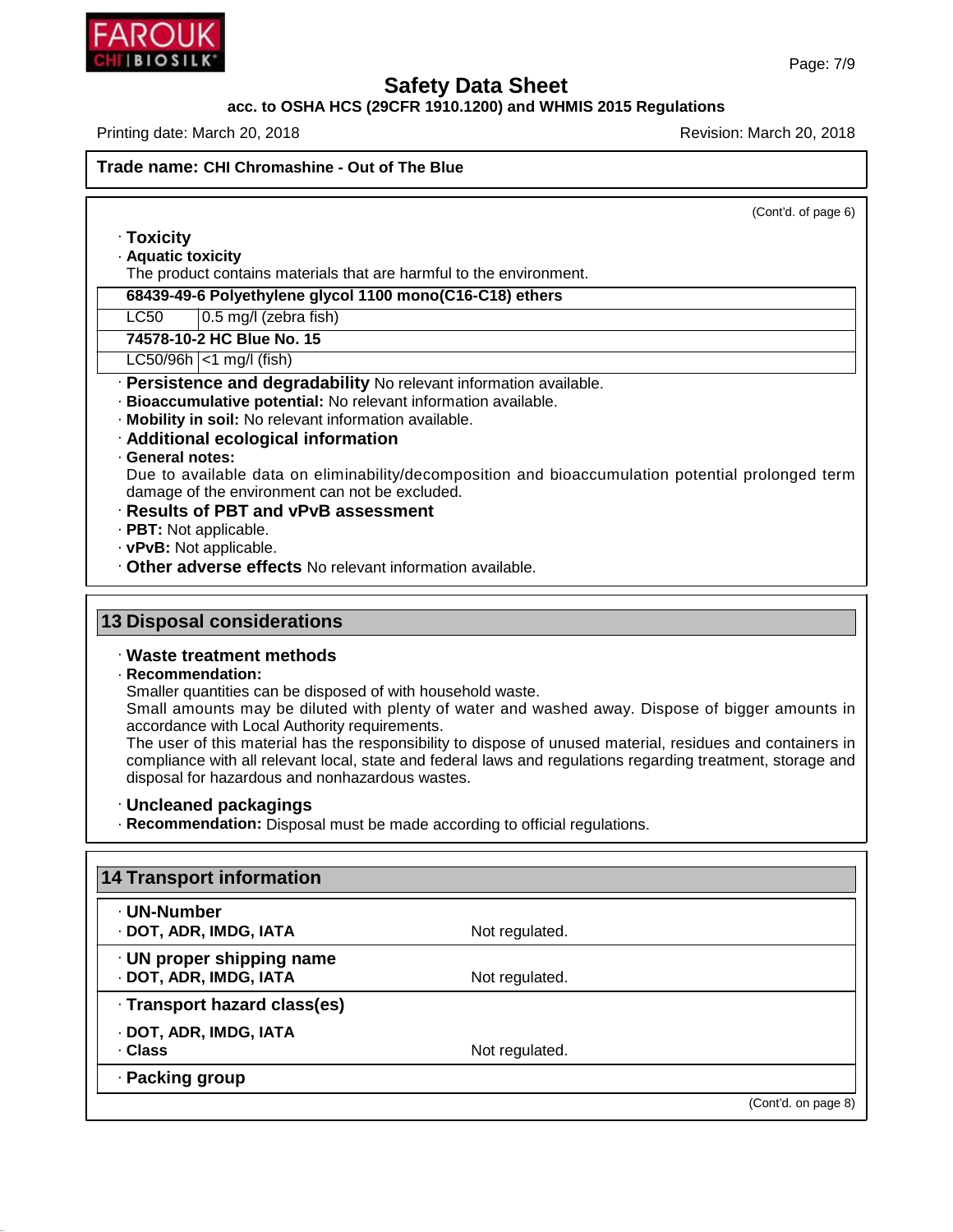**Trade name: CHI Chromashine - Out of The Blue**

(Cont'd. of page 6)

· **Toxicity**

· **Aquatic toxicity**

The product contains materials that are harmful to the environment.

| **68439-49-6 Polyethylene glycol 1100 mono(C16-C18) ethers** | |
|---|---|
| LC50 | 0.5 mg/l (zebra fish) |
| **74578-10-2 HC Blue No. 15** | |
| LC50/96h | <1 mg/l (fish) |

· **Persistence and degradability** No relevant information available.

· **Bioaccumulative potential:** No relevant information available.

· **Mobility in soil:** No relevant information available.

· **Additional ecological information**

· **General notes:**

Due to available data on eliminability/decomposition and bioaccumulation potential prolonged term damage of the environment can not be excluded.

· **Results of PBT and vPvB assessment**

· **PBT:** Not applicable.

· **vPvB:** Not applicable.

· **Other adverse effects** No relevant information available.

## 13 Disposal considerations

· **Waste treatment methods**

· **Recommendation:**

Smaller quantities can be disposed of with household waste.

Small amounts may be diluted with plenty of water and washed away. Dispose of bigger amounts in accordance with Local Authority requirements.

The user of this material has the responsibility to dispose of unused material, residues and containers in compliance with all relevant local, state and federal laws and regulations regarding treatment, storage and disposal for hazardous and nonhazardous wastes.

· **Uncleaned packagings**

· **Recommendation:** Disposal must be made according to official regulations.

## 14 Transport information

| | |
|---|---|
| · **UN-Number** | |
| · **DOT, ADR, IMDG, IATA** | Not regulated. |
| · **UN proper shipping name** | |
| · **DOT, ADR, IMDG, IATA** | Not regulated. |
| · **Transport hazard class(es)** | |
| · **DOT, ADR, IMDG, IATA** | |
| · **Class** | Not regulated. |
| · **Packing group** | |

(Cont'd. on page 8)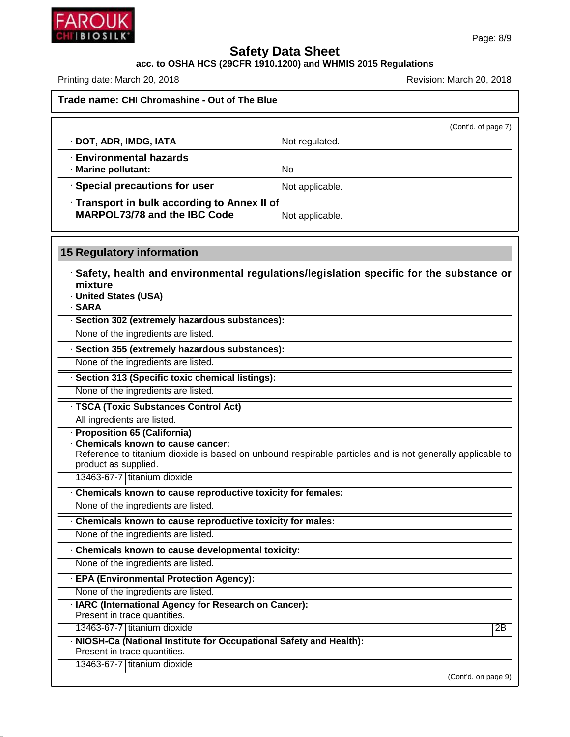Trade name: **CHI Chromashine - Out of The Blue**

(Cont'd. of page 7)

| | |
|---|---|
| · **DOT, ADR, IMDG, IATA** | Not regulated. |
| · **Environmental hazards** | |
| · **Marine pollutant:** | No |
| · **Special precautions for user** | Not applicable. |
| · **Transport in bulk according to Annex II of MARPOL73/78 and the IBC Code** | Not applicable. |

## 15 Regulatory information

· **Safety, health and environmental regulations/legislation specific for the substance or mixture**

· **United States (USA)**

· **SARA**

· **Section 302 (extremely hazardous substances):**

None of the ingredients are listed.

· **Section 355 (extremely hazardous substances):**

None of the ingredients are listed.

· **Section 313 (Specific toxic chemical listings):**

None of the ingredients are listed.

· **TSCA (Toxic Substances Control Act)**

All ingredients are listed.

· **Proposition 65 (California)**

· **Chemicals known to cause cancer:**

Reference to titanium dioxide is based on unbound respirable particles and is not generally applicable to product as supplied.

| | |
|---|---|
| 13463-67-7 | titanium dioxide |

· **Chemicals known to cause reproductive toxicity for females:**

None of the ingredients are listed.

· **Chemicals known to cause reproductive toxicity for males:**

None of the ingredients are listed.

· **Chemicals known to cause developmental toxicity:**

None of the ingredients are listed.

· **EPA (Environmental Protection Agency):**

None of the ingredients are listed.

· **IARC (International Agency for Research on Cancer):**

Present in trace quantities.

| | | |
|---|---|---|
| 13463-67-7 | titanium dioxide | 2B |

· **NIOSH-Ca (National Institute for Occupational Safety and Health):**

Present in trace quantities.

| | |
|---|---|
| 13463-67-7 | titanium dioxide |

(Cont'd. on page 9)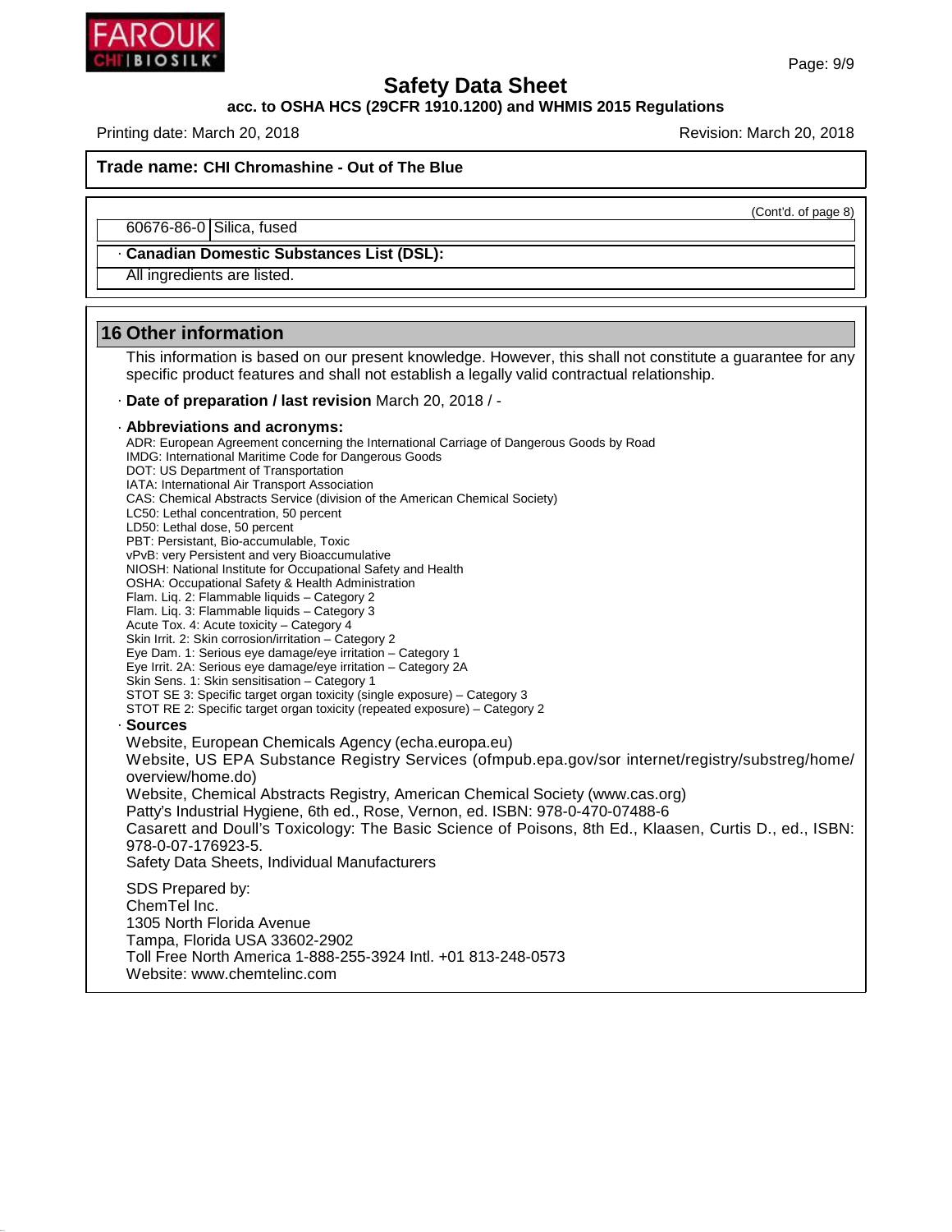**Trade name: CHI Chromashine - Out of The Blue**

(Cont'd. of page 8)

| | |
|---|---|
| 60676-86-0 | Silica, fused |

· **Canadian Domestic Substances List (DSL):**

All ingredients are listed.

## 16 Other information

This information is based on our present knowledge. However, this shall not constitute a guarantee for any specific product features and shall not establish a legally valid contractual relationship.

· **Date of preparation / last revision** March 20, 2018 / -

· **Abbreviations and acronyms:**

ADR: European Agreement concerning the International Carriage of Dangerous Goods by Road
IMDG: International Maritime Code for Dangerous Goods
DOT: US Department of Transportation
IATA: International Air Transport Association
CAS: Chemical Abstracts Service (division of the American Chemical Society)
LC50: Lethal concentration, 50 percent
LD50: Lethal dose, 50 percent
PBT: Persistant, Bio-accumulable, Toxic
vPvB: very Persistent and very Bioaccumulative
NIOSH: National Institute for Occupational Safety and Health
OSHA: Occupational Safety & Health Administration
Flam. Liq. 2: Flammable liquids – Category 2
Flam. Liq. 3: Flammable liquids – Category 3
Acute Tox. 4: Acute toxicity – Category 4
Skin Irrit. 2: Skin corrosion/irritation – Category 2
Eye Dam. 1: Serious eye damage/eye irritation – Category 1
Eye Irrit. 2A: Serious eye damage/eye irritation – Category 2A
Skin Sens. 1: Skin sensitisation – Category 1
STOT SE 3: Specific target organ toxicity (single exposure) – Category 3
STOT RE 2: Specific target organ toxicity (repeated exposure) – Category 2

· **Sources**

Website, European Chemicals Agency (echa.europa.eu)
Website, US EPA Substance Registry Services (ofmpub.epa.gov/sor internet/registry/substreg/home/overview/home.do)
Website, Chemical Abstracts Registry, American Chemical Society (www.cas.org)
Patty's Industrial Hygiene, 6th ed., Rose, Vernon, ed. ISBN: 978-0-470-07488-6
Casarett and Doull's Toxicology: The Basic Science of Poisons, 8th Ed., Klaasen, Curtis D., ed., ISBN: 978-0-07-176923-5.
Safety Data Sheets, Individual Manufacturers

SDS Prepared by:
ChemTel Inc.
1305 North Florida Avenue
Tampa, Florida USA 33602-2902
Toll Free North America 1-888-255-3924 Intl. +01 813-248-0573
Website: www.chemtelinc.com